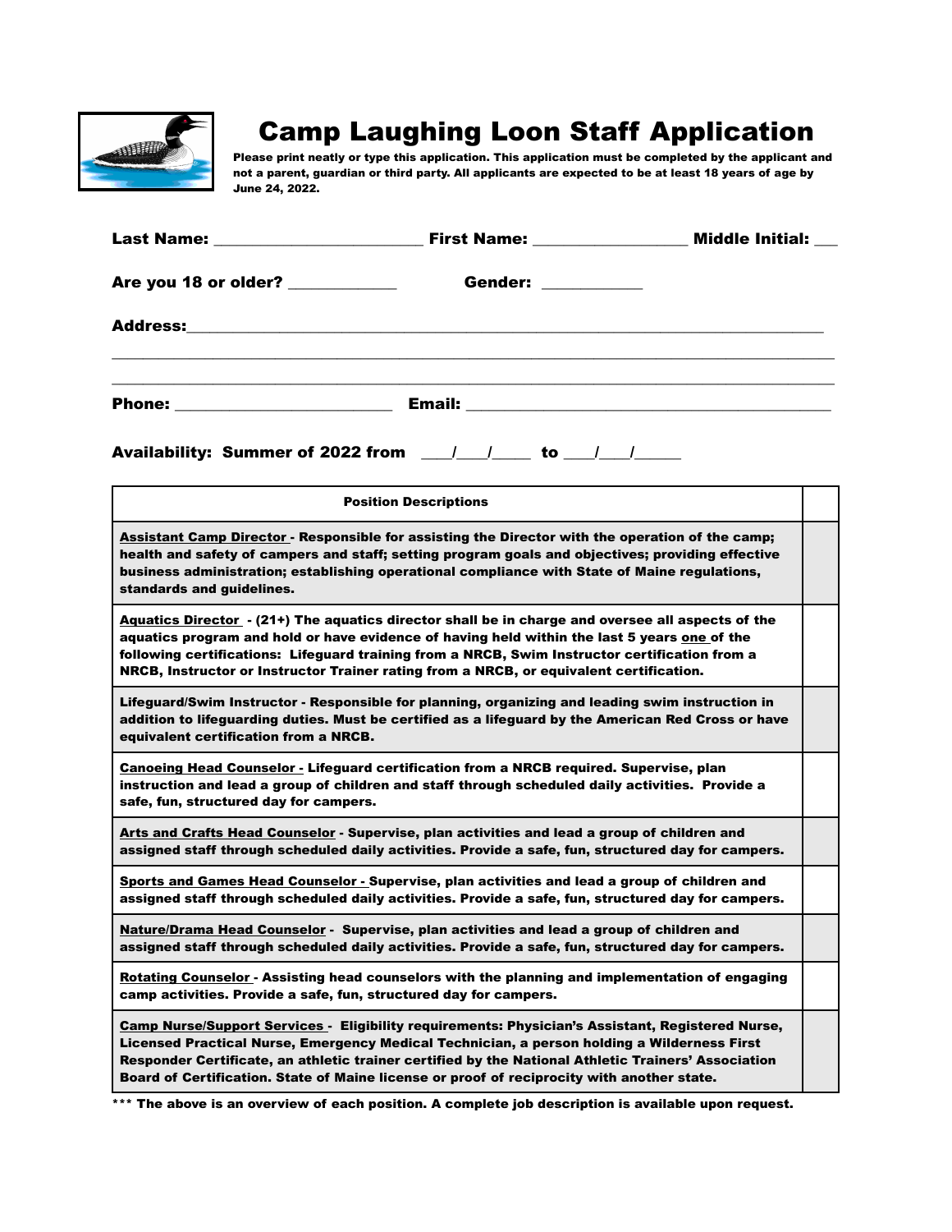# Camp Laughing Loon Staff Application

**Please print neatly or type this application. This application must be completed by the applicant and not a parent, guardian or third party. All applicants are expected to be at least 18 years of age by June 24, 2022.**

**Last Name:** ________________________ **First Name:** _________________ **Middle Initial:** ___

**Are you 18 or older?** ____________ **Gender:** ___________

**Address:**_______________________________________________________________________

___________________________________________________________________________________

___________________________________________________________________________________

**Phone:** _________________________ **Email:** ________________________________________

**Availability: Summer of 2022 from** ___/___/____ **to** ___/___/_____

| Position Descriptions | |
|---|---|
| **Assistant Camp Director** - Responsible for assisting the Director with the operation of the camp; health and safety of campers and staff; setting program goals and objectives; providing effective business administration; establishing operational compliance with State of Maine regulations, standards and guidelines. | |
| **Aquatics Director** - (21+) The aquatics director shall be in charge and oversee all aspects of the aquatics program and hold or have evidence of having held within the last 5 years one of the following certifications: Lifeguard training from a NRCB, Swim Instructor certification from a NRCB, Instructor or Instructor Trainer rating from a NRCB, or equivalent certification. | |
| **Lifeguard/Swim Instructor** - Responsible for planning, organizing and leading swim instruction in addition to lifeguarding duties. Must be certified as a lifeguard by the American Red Cross or have equivalent certification from a NRCB. | |
| **Canoeing Head Counselor** - Lifeguard certification from a NRCB required. Supervise, plan instruction and lead a group of children and staff through scheduled daily activities. Provide a safe, fun, structured day for campers. | |
| **Arts and Crafts Head Counselor** - Supervise, plan activities and lead a group of children and assigned staff through scheduled daily activities. Provide a safe, fun, structured day for campers. | |
| **Sports and Games Head Counselor** - Supervise, plan activities and lead a group of children and assigned staff through scheduled daily activities. Provide a safe, fun, structured day for campers. | |
| **Nature/Drama Head Counselor** - Supervise, plan activities and lead a group of children and assigned staff through scheduled daily activities. Provide a safe, fun, structured day for campers. | |
| **Rotating Counselor** - Assisting head counselors with the planning and implementation of engaging camp activities. Provide a safe, fun, structured day for campers. | |
| **Camp Nurse/Support Services** - Eligibility requirements: Physician's Assistant, Registered Nurse, Licensed Practical Nurse, Emergency Medical Technician, a person holding a Wilderness First Responder Certificate, an athletic trainer certified by the National Athletic Trainers' Association Board of Certification. State of Maine license or proof of reciprocity with another state. | |

**\*\*\* The above is an overview of each position. A complete job description is available upon request.**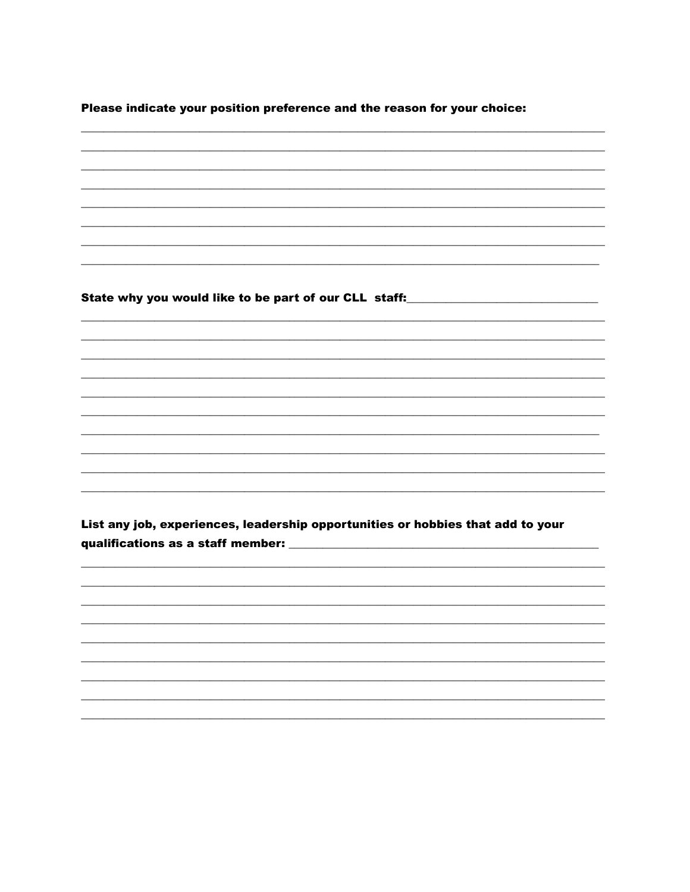**Please indicate your position preference and the reason for your choice:**

________________________________________________________________________________

________________________________________________________________________________

________________________________________________________________________________

________________________________________________________________________________

________________________________________________________________________________

________________________________________________________________________________

________________________________________________________________________________

________________________________________________________________________________

**State why you would like to be part of our CLL staff:**_______________________________

________________________________________________________________________________

________________________________________________________________________________

________________________________________________________________________________

________________________________________________________________________________

________________________________________________________________________________

________________________________________________________________________________

________________________________________________________________________________

________________________________________________________________________________

________________________________________________________________________________

________________________________________________________________________________

**List any job, experiences, leadership opportunities or hobbies that add to your qualifications as a staff member:** _____________________________________________

________________________________________________________________________________

________________________________________________________________________________

________________________________________________________________________________

________________________________________________________________________________

________________________________________________________________________________

________________________________________________________________________________

________________________________________________________________________________

________________________________________________________________________________

________________________________________________________________________________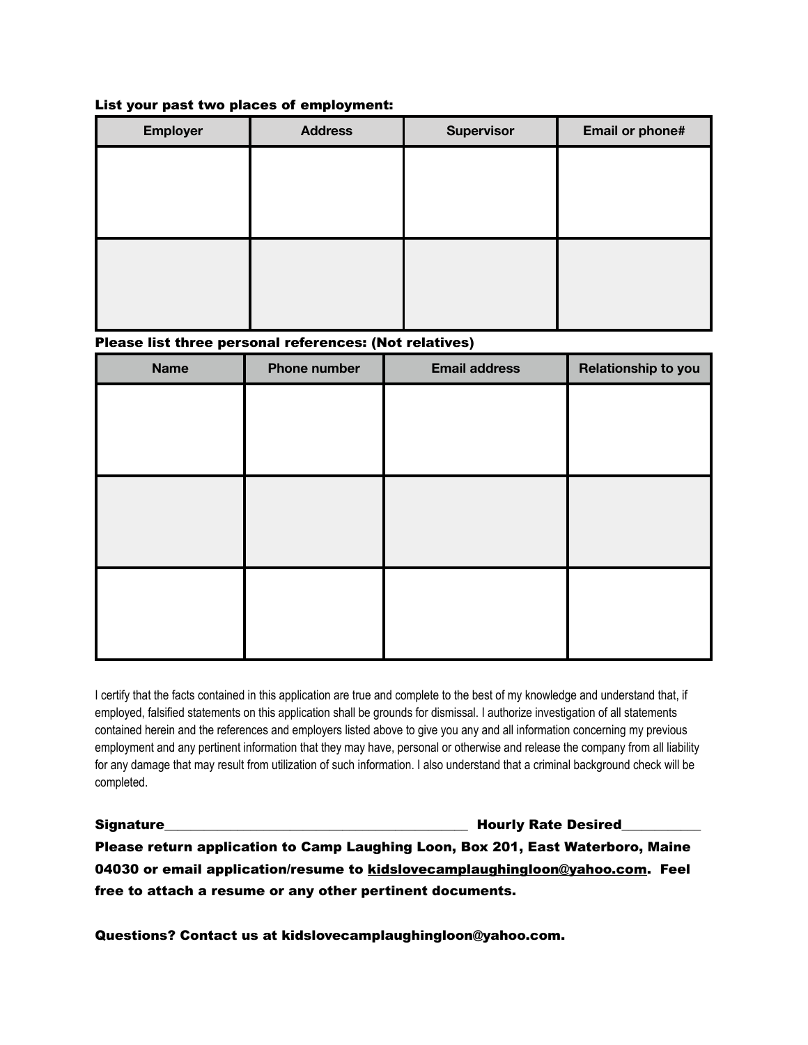**List your past two places of employment:**

| Employer | Address | Supervisor | Email or phone# |
|---|---|---|---|
| | | | |
| | | | |

**Please list three personal references: (Not relatives)**

| Name | Phone number | Email address | Relationship to you |
|---|---|---|---|
| | | | |
| | | | |
| | | | |

I certify that the facts contained in this application are true and complete to the best of my knowledge and understand that, if employed, falsified statements on this application shall be grounds for dismissal. I authorize investigation of all statements contained herein and the references and employers listed above to give you any and all information concerning my previous employment and any pertinent information that they may have, personal or otherwise and release the company from all liability for any damage that may result from utilization of such information. I also understand that a criminal background check will be completed.

**Signature_____________________________________________ Hourly Rate Desired___________**

**Please return application to Camp Laughing Loon, Box 201, East Waterboro, Maine 04030 or email application/resume to kidslovecamplaughingloon@yahoo.com. Feel free to attach a resume or any other pertinent documents.**

**Questions? Contact us at kidslovecamplaughingloon@yahoo.com.**